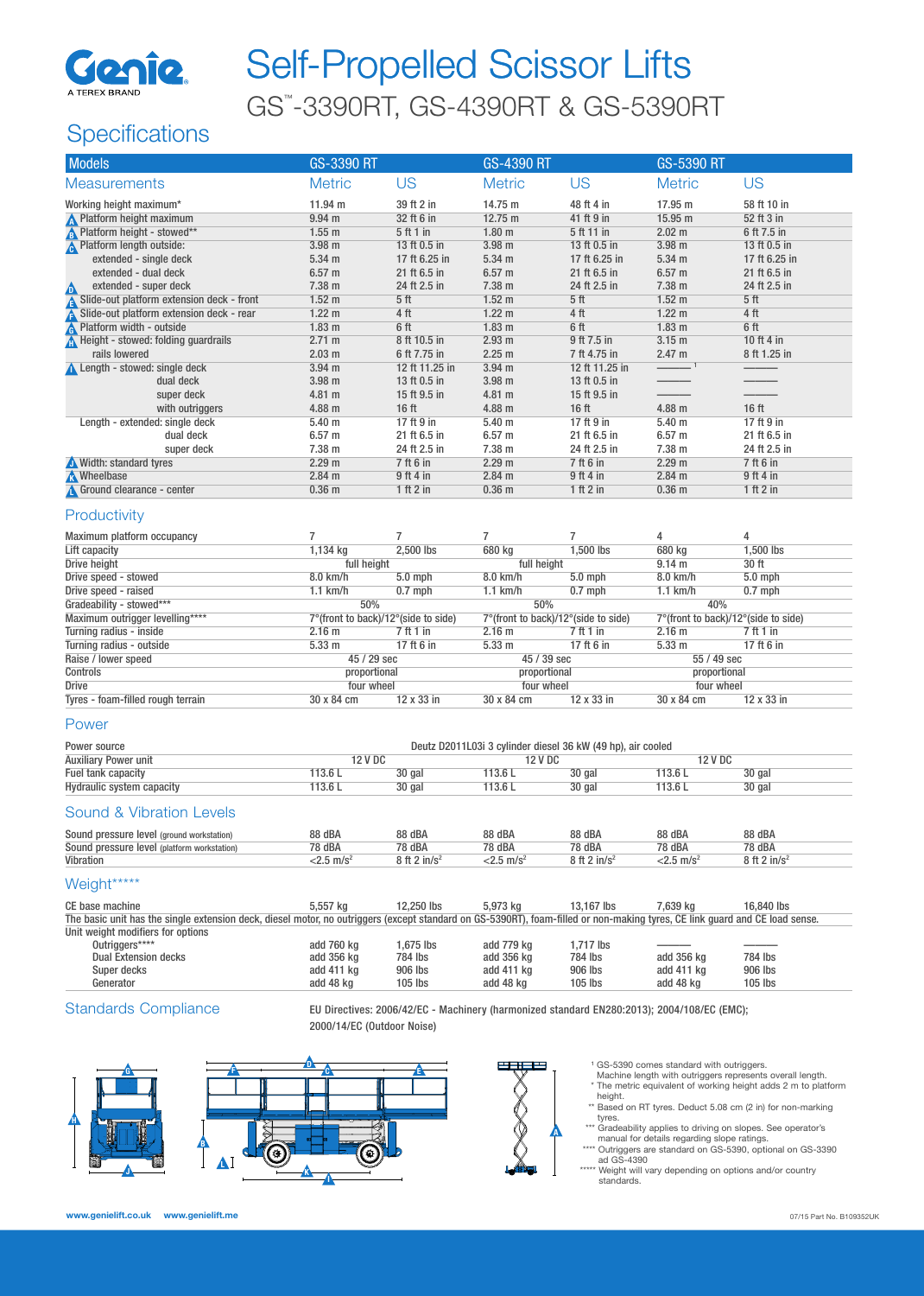# Self-Propelled Scissor Lifts

## GS™-3390RT, GS-4390RT & GS-5390RT

## Specifications

| Models | GS-3390 RT | | GS-4390 RT | | GS-5390 RT | |
|---|---|---|---|---|---|---|
| **Measurements** | Metric | US | Metric | US | Metric | US |
| Working height maximum* | 11.94 m | 39 ft 2 in | 14.75 m | 48 ft 4 in | 17.95 m | 58 ft 10 in |
| A Platform height maximum | 9.94 m | 32 ft 6 in | 12.75 m | 41 ft 9 in | 15.95 m | 52 ft 3 in |
| B Platform height - stowed** | 1.55 m | 5 ft 1 in | 1.80 m | 5 ft 11 in | 2.02 m | 6 ft 7.5 in |
| C Platform length outside: | 3.98 m | 13 ft 0.5 in | 3.98 m | 13 ft 0.5 in | 3.98 m | 13 ft 0.5 in |
| extended - single deck | 5.34 m | 17 ft 6.25 in | 5.34 m | 17 ft 6.25 in | 5.34 m | 17 ft 6.25 in |
| extended - dual deck | 6.57 m | 21 ft 6.5 in | 6.57 m | 21 ft 6.5 in | 6.57 m | 21 ft 6.5 in |
| D extended - super deck | 7.38 m | 24 ft 2.5 in | 7.38 m | 24 ft 2.5 in | 7.38 m | 24 ft 2.5 in |
| E Slide-out platform extension deck - front | 1.52 m | 5 ft | 1.52 m | 5 ft | 1.52 m | 5 ft |
| F Slide-out platform extension deck - rear | 1.22 m | 4 ft | 1.22 m | 4 ft | 1.22 m | 4 ft |
| G Platform width - outside | 1.83 m | 6 ft | 1.83 m | 6 ft | 1.83 m | 6 ft |
| H Height - stowed: folding guardrails | 2.71 m | 8 ft 10.5 in | 2.93 m | 9 ft 7.5 in | 3.15 m | 10 ft 4 in |
| rails lowered | 2.03 m | 6 ft 7.75 in | 2.25 m | 7 ft 4.75 in | 2.47 m | 8 ft 1.25 in |
| I Length - stowed: single deck | 3.94 m | 12 ft 11.25 in | 3.94 m | 12 ft 11.25 in | ——— [1] | ——— |
| dual deck | 3.98 m | 13 ft 0.5 in | 3.98 m | 13 ft 0.5 in | ——— | ——— |
| super deck | 4.81 m | 15 ft 9.5 in | 4.81 m | 15 ft 9.5 in | ——— | ——— |
| with outriggers | 4.88 m | 16 ft | 4.88 m | 16 ft | 4.88 m | 16 ft |
| Length - extended: single deck | 5.40 m | 17 ft 9 in | 5.40 m | 17 ft 9 in | 5.40 m | 17 ft 9 in |
| dual deck | 6.57 m | 21 ft 6.5 in | 6.57 m | 21 ft 6.5 in | 6.57 m | 21 ft 6.5 in |
| super deck | 7.38 m | 24 ft 2.5 in | 7.38 m | 24 ft 2.5 in | 7.38 m | 24 ft 2.5 in |
| J Width: standard tyres | 2.29 m | 7 ft 6 in | 2.29 m | 7 ft 6 in | 2.29 m | 7 ft 6 in |
| K Wheelbase | 2.84 m | 9 ft 4 in | 2.84 m | 9 ft 4 in | 2.84 m | 9 ft 4 in |
| L Ground clearance - center | 0.36 m | 1 ft 2 in | 0.36 m | 1 ft 2 in | 0.36 m | 1 ft 2 in |

### Productivity

| | GS-3390 RT | | GS-4390 RT | | GS-5390 RT | |
|---|---|---|---|---|---|---|
| Maximum platform occupancy | 7 | 7 | 7 | 7 | 4 | 4 |
| Lift capacity | 1,134 kg | 2,500 lbs | 680 kg | 1,500 lbs | 680 kg | 1,500 lbs |
| Drive height | full height | | full height | | 9.14 m | 30 ft |
| Drive speed - stowed | 8.0 km/h | 5.0 mph | 8.0 km/h | 5.0 mph | 8.0 km/h | 5.0 mph |
| Drive speed - raised | 1.1 km/h | 0.7 mph | 1.1 km/h | 0.7 mph | 1.1 km/h | 0.7 mph |
| Gradeability - stowed*** | 50% | | 50% | | 40% | |
| Maximum outrigger levelling**** | 7°(front to back)/12°(side to side) | | 7°(front to back)/12°(side to side) | | 7°(front to back)/12°(side to side) | |
| Turning radius - inside | 2.16 m | 7 ft 1 in | 2.16 m | 7 ft 1 in | 2.16 m | 7 ft 1 in |
| Turning radius - outside | 5.33 m | 17 ft 6 in | 5.33 m | 17 ft 6 in | 5.33 m | 17 ft 6 in |
| Raise / lower speed | 45 / 29 sec | | 45 / 39 sec | | 55 / 49 sec | |
| Controls | proportional | | proportional | | proportional | |
| Drive | four wheel | | four wheel | | four wheel | |
| Tyres - foam-filled rough terrain | 30 x 84 cm | 12 x 33 in | 30 x 84 cm | 12 x 33 in | 30 x 84 cm | 12 x 33 in |

### Power

| | GS-3390 RT | | GS-4390 RT | | GS-5390 RT | |
|---|---|---|---|---|---|---|
| Power source | Deutz D2011L03i 3 cylinder diesel 36 kW (49 hp), air cooled | | | | | |
| Auxiliary Power unit | 12 V DC | | 12 V DC | | 12 V DC | |
| Fuel tank capacity | 113.6 L | 30 gal | 113.6 L | 30 gal | 113.6 L | 30 gal |
| Hydraulic system capacity | 113.6 L | 30 gal | 113.6 L | 30 gal | 113.6 L | 30 gal |

### Sound & Vibration Levels

| | GS-3390 RT | | GS-4390 RT | | GS-5390 RT | |
|---|---|---|---|---|---|---|
| Sound pressure level (ground workstation) | 88 dBA | 88 dBA | 88 dBA | 88 dBA | 88 dBA | 88 dBA |
| Sound pressure level (platform workstation) | 78 dBA | 78 dBA | 78 dBA | 78 dBA | 78 dBA | 78 dBA |
| Vibration | <2.5 m/s² | 8 ft 2 in/s² | <2.5 m/s² | 8 ft 2 in/s² | <2.5 m/s² | 8 ft 2 in/s² |

### Weight*****

| | GS-3390 RT | | GS-4390 RT | | GS-5390 RT | |
|---|---|---|---|---|---|---|
| CE base machine | 5,557 kg | 12,250 lbs | 5,973 kg | 13,167 lbs | 7,639 kg | 16,840 lbs |

The basic unit has the single extension deck, diesel motor, no outriggers (except standard on GS-5390RT), foam-filled or non-making tyres, CE link guard and CE load sense.

| Unit weight modifiers for options | GS-3390 RT | | GS-4390 RT | | GS-5390 RT | |
|---|---|---|---|---|---|---|
| Outriggers**** | add 760 kg | 1,675 lbs | add 779 kg | 1,717 lbs | ——— | ——— |
| Dual Extension decks | add 356 kg | 784 lbs | add 356 kg | 784 lbs | add 356 kg | 784 lbs |
| Super decks | add 411 kg | 906 lbs | add 411 kg | 906 lbs | add 411 kg | 906 lbs |
| Generator | add 48 kg | 105 lbs | add 48 kg | 105 lbs | add 48 kg | 105 lbs |

### Standards Compliance

EU Directives: 2006/42/EC - Machinery (harmonized standard EN280:2013); 2004/108/EC (EMC); 2000/14/EC (Outdoor Noise)

[1] GS-5390 comes standard with outriggers. Machine length with outriggers represents overall length.
* The metric equivalent of working height adds 2 m to platform height.
** Based on RT tyres. Deduct 5.08 cm (2 in) for non-marking tyres.
*** Gradeability applies to driving on slopes. See operator's manual for details regarding slope ratings.
**** Outriggers are standard on GS-5390, optional on GS-3390 ad GS-4390
***** Weight will vary depending on options and/or country standards.

www.genielift.co.uk www.genielift.me

07/15 Part No. B109352UK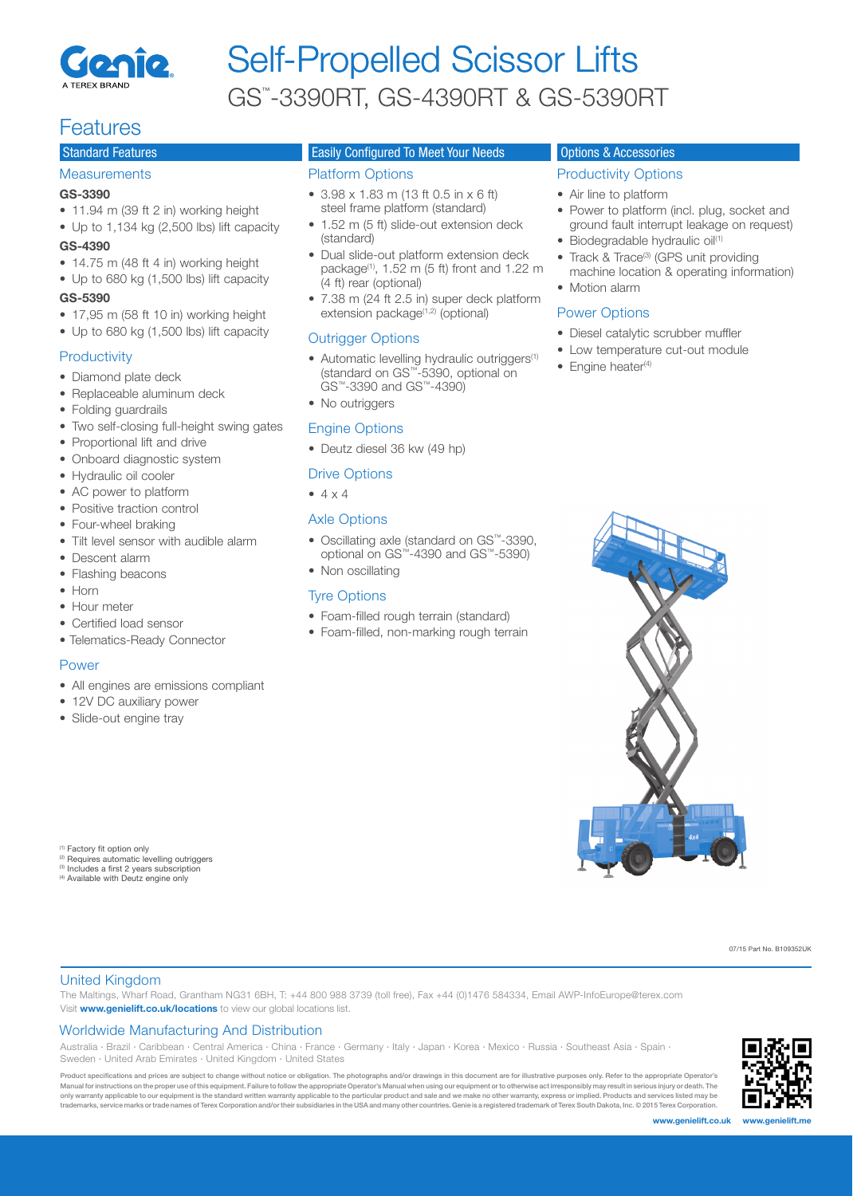# Self-Propelled Scissor Lifts

## GS™-3390RT, GS-4390RT & GS-5390RT

# Features

## Standard Features

### Measurements

**GS-3390**

- 11.94 m (39 ft 2 in) working height
- Up to 1,134 kg (2,500 lbs) lift capacity

**GS-4390**

- 14.75 m (48 ft 4 in) working height
- Up to 680 kg (1,500 lbs) lift capacity

**GS-5390**

- 17,95 m (58 ft 10 in) working height
- Up to 680 kg (1,500 lbs) lift capacity

### Productivity

- Diamond plate deck
- Replaceable aluminum deck
- Folding guardrails
- Two self-closing full-height swing gates
- Proportional lift and drive
- Onboard diagnostic system
- Hydraulic oil cooler
- AC power to platform
- Positive traction control
- Four-wheel braking
- Tilt level sensor with audible alarm
- Descent alarm
- Flashing beacons
- Horn
- Hour meter
- Certified load sensor
- Telematics-Ready Connector

### Power

- All engines are emissions compliant
- 12V DC auxiliary power
- Slide-out engine tray

## Easily Configured To Meet Your Needs

### Platform Options

- 3.98 x 1.83 m (13 ft 0.5 in x 6 ft) steel frame platform (standard)
- 1.52 m (5 ft) slide-out extension deck (standard)
- Dual slide-out platform extension deck package[1], 1.52 m (5 ft) front and 1.22 m (4 ft) rear (optional)
- 7.38 m (24 ft 2.5 in) super deck platform extension package[1,2] (optional)

### Outrigger Options

- Automatic levelling hydraulic outriggers[1] (standard on GS™-5390, optional on GS™-3390 and GS™-4390)
- No outriggers

### Engine Options

- Deutz diesel 36 kw (49 hp)

### Drive Options

- 4 x 4

### Axle Options

- Oscillating axle (standard on GS™-3390, optional on GS™-4390 and GS™-5390)
- Non oscillating

### Tyre Options

- Foam-filled rough terrain (standard)
- Foam-filled, non-marking rough terrain

## Options & Accessories

### Productivity Options

- Air line to platform
- Power to platform (incl. plug, socket and ground fault interrupt leakage on request)
- Biodegradable hydraulic oil[1]
- Track & Trace[3] (GPS unit providing machine location & operating information)
- Motion alarm

### Power Options

- Diesel catalytic scrubber muffler
- Low temperature cut-out module
- Engine heater[4]

[1] Factory fit option only
[2] Requires automatic levelling outriggers
[3] Includes a first 2 years subscription
[4] Available with Deutz engine only

07/15 Part No. B109352UK

### United Kingdom

The Maltings, Wharf Road, Grantham NG31 6BH, T: +44 800 988 3739 (toll free), Fax +44 (0)1476 584334, Email AWP-InfoEurope@terex.com
Visit **www.genielift.co.uk/locations** to view our global locations list.

### Worldwide Manufacturing And Distribution

Australia · Brazil · Caribbean · Central America · China · France · Germany · Italy · Japan · Korea · Mexico · Russia · Southeast Asia · Spain · Sweden · United Arab Emirates · United Kingdom · United States

Product specifications and prices are subject to change without notice or obligation. The photographs and/or drawings in this document are for illustrative purposes only. Refer to the appropriate Operator's Manual for instructions on the proper use of this equipment. Failure to follow the appropriate Operator's Manual when using our equipment or to otherwise act irresponsibly may result in serious injury or death. The only warranty applicable to our equipment is the standard written warranty applicable to the particular product and sale and we make no other warranty, express or implied. Products and services listed may be trademarks, service marks or trade names of Terex Corporation and/or their subsidiaries in the USA and many other countries. Genie is a registered trademark of Terex South Dakota, Inc. © 2015 Terex Corporation.

www.genielift.co.uk www.genielift.me